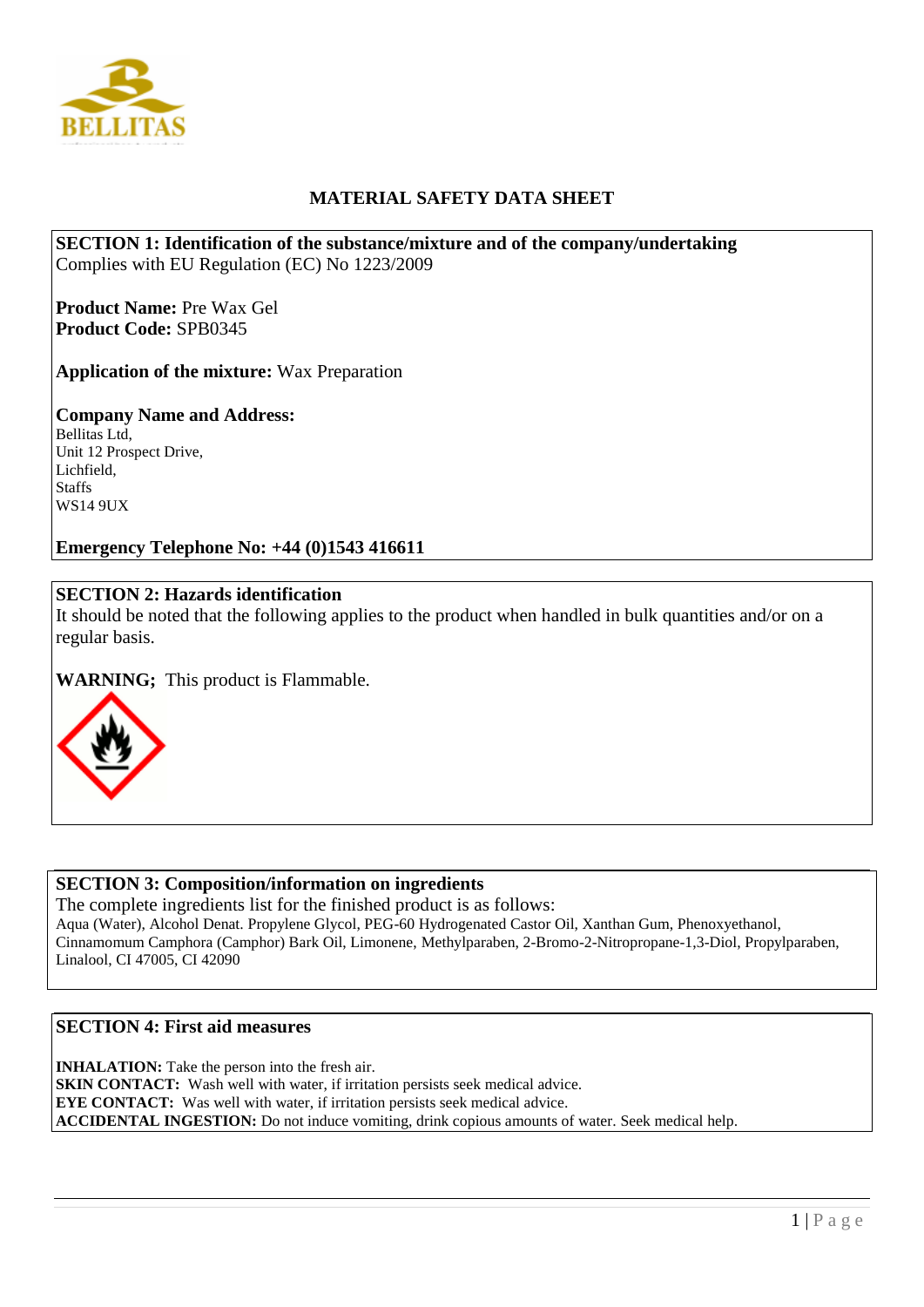# MATERIAL SAFETY DATA SHEET

## SECTION 1: Identification of the substance/mixture and of the company/undertaking

Complies with EU Regulation (EC) No 1223/2009

**Product Name:** Pre Wax Gel
**Product Code:** SPB0345

**Application of the mixture:** Wax Preparation

**Company Name and Address:**
Bellitas Ltd,
Unit 12 Prospect Drive,
Lichfield,
Staffs
WS14 9UX

**Emergency Telephone No: +44 (0)1543 416611**

## SECTION 2: Hazards identification

It should be noted that the following applies to the product when handled in bulk quantities and/or on a regular basis.

**WARNING;** This product is Flammable.

## SECTION 3: Composition/information on ingredients

The complete ingredients list for the finished product is as follows:
Aqua (Water), Alcohol Denat. Propylene Glycol, PEG-60 Hydrogenated Castor Oil, Xanthan Gum, Phenoxyethanol, Cinnamomum Camphora (Camphor) Bark Oil, Limonene, Methylparaben, 2-Bromo-2-Nitropropane-1,3-Diol, Propylparaben, Linalool, CI 47005, CI 42090

## SECTION 4: First aid measures

**INHALATION:** Take the person into the fresh air.
**SKIN CONTACT:** Wash well with water, if irritation persists seek medical advice.
**EYE CONTACT:** Was well with water, if irritation persists seek medical advice.
**ACCIDENTAL INGESTION:** Do not induce vomiting, drink copious amounts of water. Seek medical help.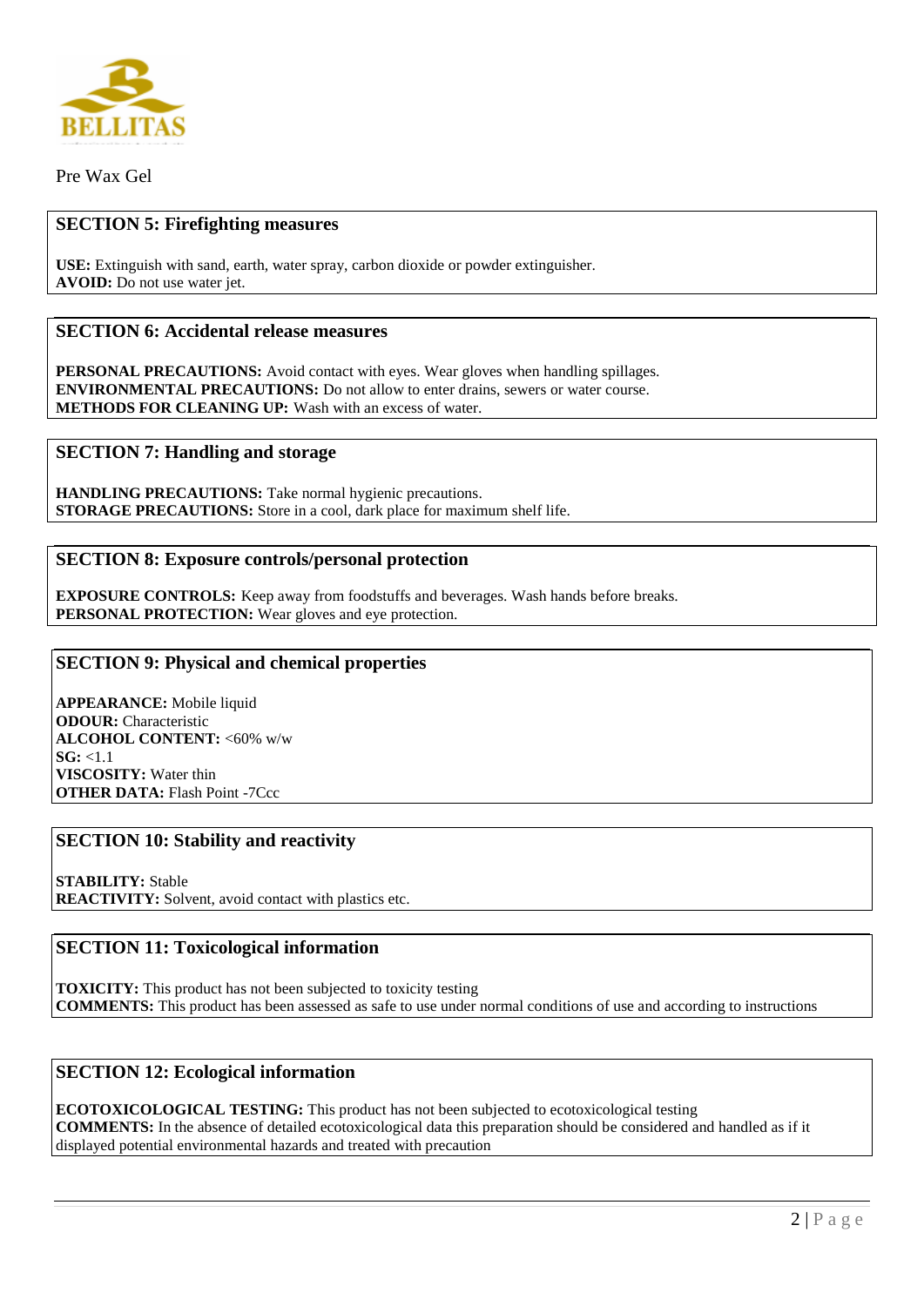Pre Wax Gel

## SECTION 5: Firefighting measures

**USE:** Extinguish with sand, earth, water spray, carbon dioxide or powder extinguisher.
**AVOID:** Do not use water jet.

## SECTION 6: Accidental release measures

**PERSONAL PRECAUTIONS:** Avoid contact with eyes. Wear gloves when handling spillages.
**ENVIRONMENTAL PRECAUTIONS:** Do not allow to enter drains, sewers or water course.
**METHODS FOR CLEANING UP:** Wash with an excess of water.

## SECTION 7: Handling and storage

**HANDLING PRECAUTIONS:** Take normal hygienic precautions.
**STORAGE PRECAUTIONS:** Store in a cool, dark place for maximum shelf life.

## SECTION 8: Exposure controls/personal protection

**EXPOSURE CONTROLS:** Keep away from foodstuffs and beverages. Wash hands before breaks.
**PERSONAL PROTECTION:** Wear gloves and eye protection.

## SECTION 9: Physical and chemical properties

**APPEARANCE:** Mobile liquid
**ODOUR:** Characteristic
**ALCOHOL CONTENT:** <60% w/w
**SG:** <1.1
**VISCOSITY:** Water thin
**OTHER DATA:** Flash Point -7Ccc

## SECTION 10: Stability and reactivity

**STABILITY:** Stable
**REACTIVITY:** Solvent, avoid contact with plastics etc.

## SECTION 11: Toxicological information

**TOXICITY:** This product has not been subjected to toxicity testing
**COMMENTS:** This product has been assessed as safe to use under normal conditions of use and according to instructions

## SECTION 12: Ecological information

**ECOTOXICOLOGICAL TESTING:** This product has not been subjected to ecotoxicological testing
**COMMENTS:** In the absence of detailed ecotoxicological data this preparation should be considered and handled as if it displayed potential environmental hazards and treated with precaution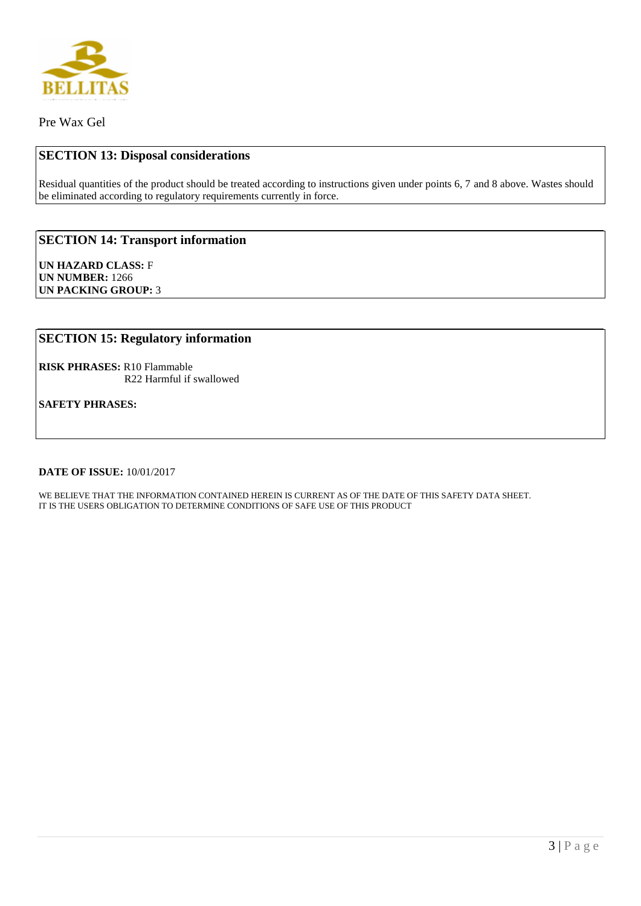BELLITAS

Pre Wax Gel

## SECTION 13: Disposal considerations

Residual quantities of the product should be treated according to instructions given under points 6, 7 and 8 above. Wastes should be eliminated according to regulatory requirements currently in force.

## SECTION 14: Transport information

**UN HAZARD CLASS:** F
**UN NUMBER:** 1266
**UN PACKING GROUP:** 3

## SECTION 15: Regulatory information

**RISK PHRASES:** R10 Flammable
R22 Harmful if swallowed

**SAFETY PHRASES:**

**DATE OF ISSUE:** 10/01/2017

WE BELIEVE THAT THE INFORMATION CONTAINED HEREIN IS CURRENT AS OF THE DATE OF THIS SAFETY DATA SHEET.
IT IS THE USERS OBLIGATION TO DETERMINE CONDITIONS OF SAFE USE OF THIS PRODUCT